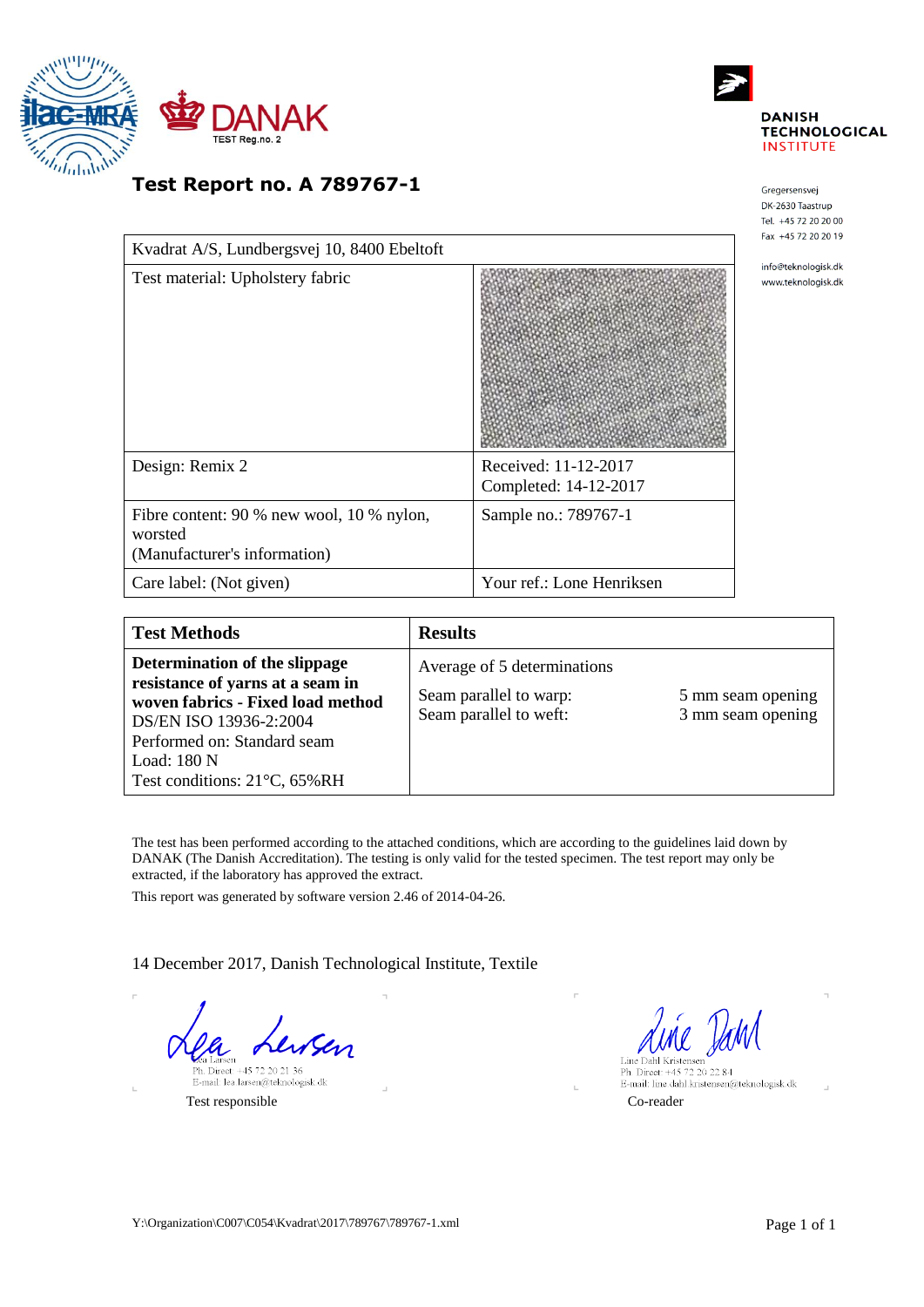DANAK
TEST Reg.no. 2

DANISH TECHNOLOGICAL INSTITUTE

Gregersensvej
DK-2630 Taastrup
Tel. +45 72 20 20 00
Fax +45 72 20 20 19

info@teknologisk.dk
www.teknologisk.dk

# Test Report no. A 789767-1

| Kvadrat A/S, Lundbergsvej 10, 8400 Ebeltoft | |
|---|---|
| Test material: Upholstery fabric | |
| Design: Remix 2 | Received: 11-12-2017<br>Completed: 14-12-2017 |
| Fibre content: 90 % new wool, 10 % nylon, worsted<br>(Manufacturer's information) | Sample no.: 789767-1 |
| Care label: (Not given) | Your ref.: Lone Henriksen |

| Test Methods | Results | |
|---|---|---|
| **Determination of the slippage resistance of yarns at a seam in woven fabrics - Fixed load method**<br>DS/EN ISO 13936-2:2004<br>Performed on: Standard seam<br>Load: 180 N<br>Test conditions: 21°C, 65%RH | Average of 5 determinations<br>Seam parallel to warp:<br>Seam parallel to weft: | <br>5 mm seam opening<br>3 mm seam opening |

The test has been performed according to the attached conditions, which are according to the guidelines laid down by DANAK (The Danish Accreditation). The testing is only valid for the tested specimen. The test report may only be extracted, if the laboratory has approved the extract.

This report was generated by software version 2.46 of 2014-04-26.

14 December 2017, Danish Technological Institute, Textile

Lea Larsen
Ph. Direct: +45 72 20 21 36
E-mail: lea.larsen@teknologisk.dk
Test responsible

Line Dahl Kristensen
Ph. Direct: +45 72 20 22 84
E-mail: line.dahl.kristensen@teknologisk.dk
Co-reader

Y:\Organization\C007\C054\Kvadrat\2017\789767\789767-1.xml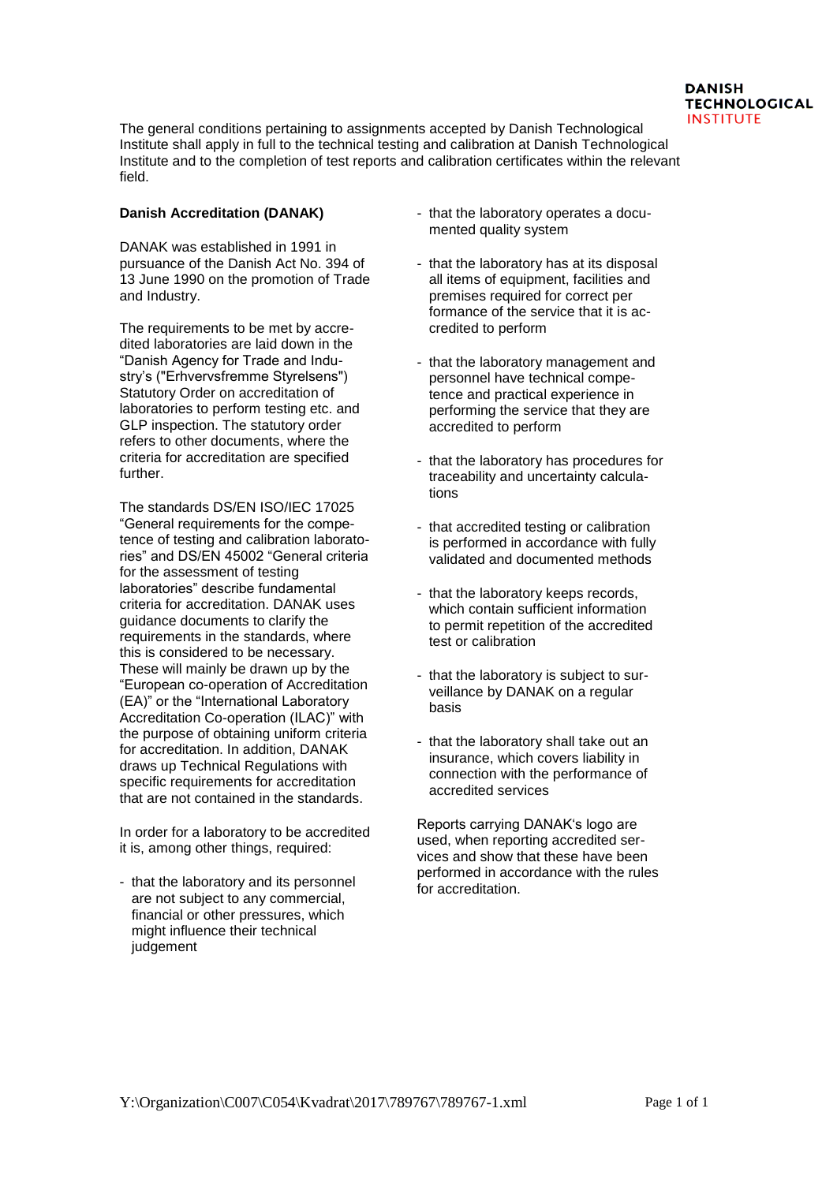The general conditions pertaining to assignments accepted by Danish Technological Institute shall apply in full to the technical testing and calibration at Danish Technological Institute and to the completion of test reports and calibration certificates within the relevant field.

**Danish Accreditation (DANAK)**

DANAK was established in 1991 in pursuance of the Danish Act No. 394 of 13 June 1990 on the promotion of Trade and Industry.

The requirements to be met by accredited laboratories are laid down in the "Danish Agency for Trade and Industry's ("Erhvervsfremme Styrelsens") Statutory Order on accreditation of laboratories to perform testing etc. and GLP inspection. The statutory order refers to other documents, where the criteria for accreditation are specified further.

The standards DS/EN ISO/IEC 17025 "General requirements for the competence of testing and calibration laboratories" and DS/EN 45002 "General criteria for the assessment of testing laboratories" describe fundamental criteria for accreditation. DANAK uses guidance documents to clarify the requirements in the standards, where this is considered to be necessary. These will mainly be drawn up by the "European co-operation of Accreditation (EA)" or the "International Laboratory Accreditation Co-operation (ILAC)" with the purpose of obtaining uniform criteria for accreditation. In addition, DANAK draws up Technical Regulations with specific requirements for accreditation that are not contained in the standards.

In order for a laboratory to be accredited it is, among other things, required:

- that the laboratory and its personnel are not subject to any commercial, financial or other pressures, which might influence their technical judgement
- that the laboratory operates a documented quality system
- that the laboratory has at its disposal all items of equipment, facilities and premises required for correct performance of the service that it is accredited to perform
- that the laboratory management and personnel have technical competence and practical experience in performing the service that they are accredited to perform
- that the laboratory has procedures for traceability and uncertainty calculations
- that accredited testing or calibration is performed in accordance with fully validated and documented methods
- that the laboratory keeps records, which contain sufficient information to permit repetition of the accredited test or calibration
- that the laboratory is subject to surveillance by DANAK on a regular basis
- that the laboratory shall take out an insurance, which covers liability in connection with the performance of accredited services

Reports carrying DANAK's logo are used, when reporting accredited services and show that these have been performed in accordance with the rules for accreditation.